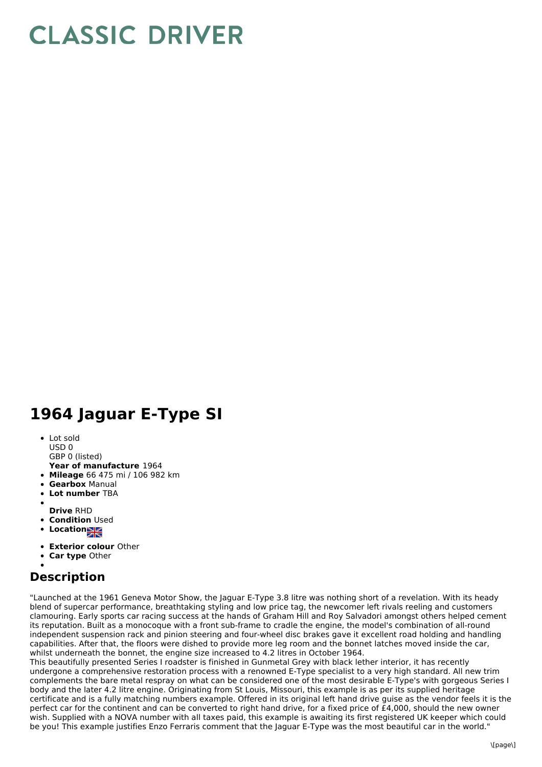# CLASSIC DRIVER

# 1964 Jaguar E-Type SI

- Lot sold
  USD 0
  GBP 0 (listed)
  **Year of manufacture** 1964
- **Mileage** 66 475 mi / 106 982 km
- **Gearbox** Manual
- **Lot number** TBA
- **Drive** RHD
- **Condition** Used
- **Location**
- **Exterior colour** Other
- **Car type** Other

## Description

"Launched at the 1961 Geneva Motor Show, the Jaguar E-Type 3.8 litre was nothing short of a revelation. With its heady blend of supercar performance, breathtaking styling and low price tag, the newcomer left rivals reeling and customers clamouring. Early sports car racing success at the hands of Graham Hill and Roy Salvadori amongst others helped cement its reputation. Built as a monocoque with a front sub-frame to cradle the engine, the model's combination of all-round independent suspension rack and pinion steering and four-wheel disc brakes gave it excellent road holding and handling capabilities. After that, the floors were dished to provide more leg room and the bonnet latches moved inside the car, whilst underneath the bonnet, the engine size increased to 4.2 litres in October 1964.
This beautifully presented Series I roadster is finished in Gunmetal Grey with black lether interior, it has recently undergone a comprehensive restoration process with a renowned E-Type specialist to a very high standard. All new trim complements the bare metal respray on what can be considered one of the most desirable E-Type's with gorgeous Series I body and the later 4.2 litre engine. Originating from St Louis, Missouri, this example is as per its supplied heritage certificate and is a fully matching numbers example. Offered in its original left hand drive guise as the vendor feels it is the perfect car for the continent and can be converted to right hand drive, for a fixed price of £4,000, should the new owner wish. Supplied with a NOVA number with all taxes paid, this example is awaiting its first registered UK keeper which could be you! This example justifies Enzo Ferraris comment that the Jaguar E-Type was the most beautiful car in the world."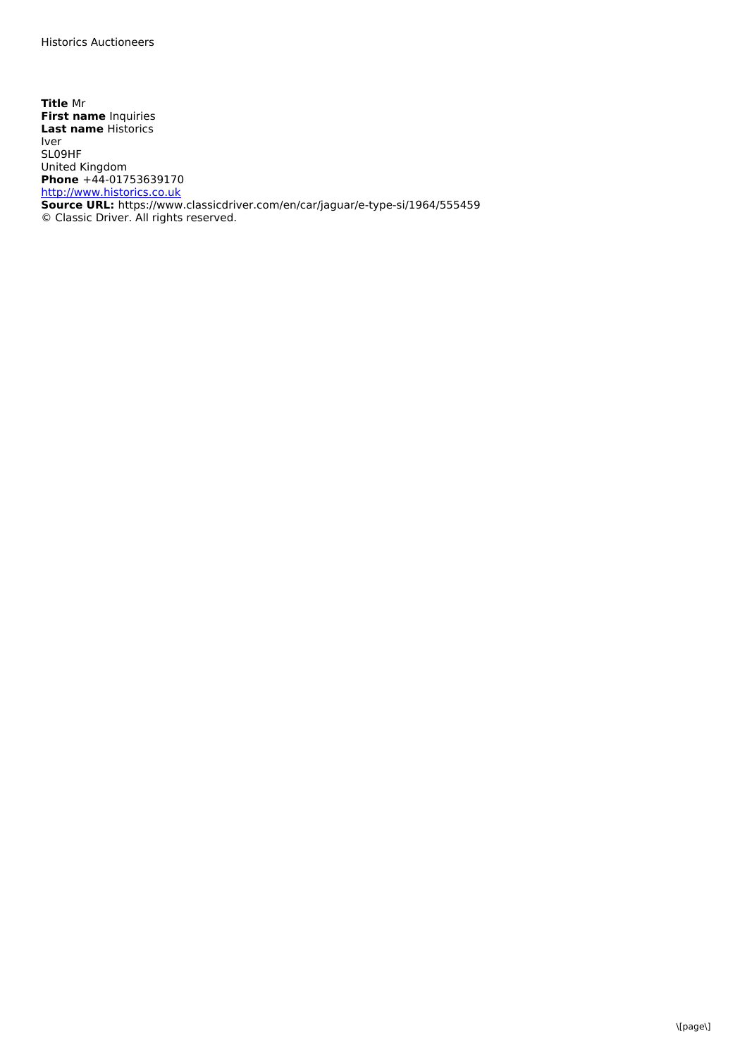Historics Auctioneers

**Title** Mr
**First name** Inquiries
**Last name** Historics
Iver
SL09HF
United Kingdom
**Phone** +44-01753639170
[http://www.historics.co.uk](http://www.historics.co.uk)
**Source URL:** https://www.classicdriver.com/en/car/jaguar/e-type-si/1964/555459
© Classic Driver. All rights reserved.